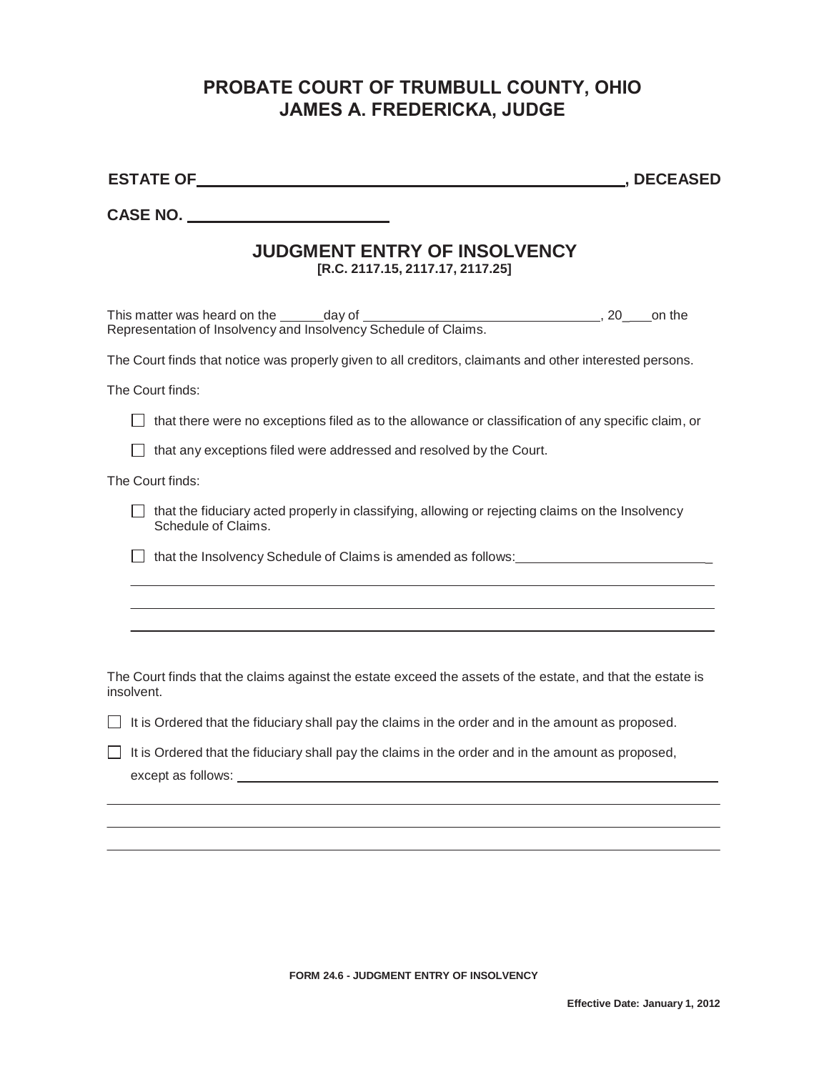# PROBATE COURT OF TRUMBULL COUNTY, OHIO
# JAMES A. FREDERICKA, JUDGE

**ESTATE OF\_\_\_\_\_\_\_\_\_\_\_\_\_\_\_\_\_\_\_\_\_\_\_\_\_\_\_\_\_\_\_\_\_\_\_\_\_\_\_\_\_\_\_\_, DECEASED**

**CASE NO. \_\_\_\_\_\_\_\_\_\_\_\_\_\_\_\_\_\_\_\_\_\_**

## JUDGMENT ENTRY OF INSOLVENCY
**[R.C. 2117.15, 2117.17, 2117.25]**

This matter was heard on the \_\_\_\_\_\_day of \_\_\_\_\_\_\_\_\_\_\_\_\_\_\_\_\_\_\_\_\_\_\_\_\_\_\_\_\_\_\_, 20\_\_\_\_on the Representation of Insolvency and Insolvency Schedule of Claims.

The Court finds that notice was properly given to all creditors, claimants and other interested persons.

The Court finds:

- ☐ that there were no exceptions filed as to the allowance or classification of any specific claim, or
- ☐ that any exceptions filed were addressed and resolved by the Court.

The Court finds:

- ☐ that the fiduciary acted properly in classifying, allowing or rejecting claims on the Insolvency Schedule of Claims.
- ☐ that the Insolvency Schedule of Claims is amended as follows:\_\_\_\_\_\_\_\_\_\_\_\_\_\_\_\_\_\_\_\_\_\_\_\_\_\_

\_\_\_\_\_\_\_\_\_\_\_\_\_\_\_\_\_\_\_\_\_\_\_\_\_\_\_\_\_\_\_\_\_\_\_\_\_\_\_\_\_\_\_\_\_\_\_\_\_\_\_\_\_\_\_\_\_\_\_\_\_\_\_\_\_\_\_\_\_\_\_\_\_\_\_\_

\_\_\_\_\_\_\_\_\_\_\_\_\_\_\_\_\_\_\_\_\_\_\_\_\_\_\_\_\_\_\_\_\_\_\_\_\_\_\_\_\_\_\_\_\_\_\_\_\_\_\_\_\_\_\_\_\_\_\_\_\_\_\_\_\_\_\_\_\_\_\_\_\_\_\_\_

\_\_\_\_\_\_\_\_\_\_\_\_\_\_\_\_\_\_\_\_\_\_\_\_\_\_\_\_\_\_\_\_\_\_\_\_\_\_\_\_\_\_\_\_\_\_\_\_\_\_\_\_\_\_\_\_\_\_\_\_\_\_\_\_\_\_\_\_\_\_\_\_\_\_\_\_

The Court finds that the claims against the estate exceed the assets of the estate, and that the estate is insolvent.

- ☐ It is Ordered that the fiduciary shall pay the claims in the order and in the amount as proposed.
- ☐ It is Ordered that the fiduciary shall pay the claims in the order and in the amount as proposed, except as follows: \_\_\_\_\_\_\_\_\_\_\_\_\_\_\_\_\_\_\_\_\_\_\_\_\_\_\_\_\_\_\_\_\_\_\_\_\_\_\_\_\_\_\_\_\_\_\_\_\_\_\_\_\_\_\_\_\_\_\_\_

\_\_\_\_\_\_\_\_\_\_\_\_\_\_\_\_\_\_\_\_\_\_\_\_\_\_\_\_\_\_\_\_\_\_\_\_\_\_\_\_\_\_\_\_\_\_\_\_\_\_\_\_\_\_\_\_\_\_\_\_\_\_\_\_\_\_\_\_\_\_\_\_\_\_\_\_

\_\_\_\_\_\_\_\_\_\_\_\_\_\_\_\_\_\_\_\_\_\_\_\_\_\_\_\_\_\_\_\_\_\_\_\_\_\_\_\_\_\_\_\_\_\_\_\_\_\_\_\_\_\_\_\_\_\_\_\_\_\_\_\_\_\_\_\_\_\_\_\_\_\_\_\_

\_\_\_\_\_\_\_\_\_\_\_\_\_\_\_\_\_\_\_\_\_\_\_\_\_\_\_\_\_\_\_\_\_\_\_\_\_\_\_\_\_\_\_\_\_\_\_\_\_\_\_\_\_\_\_\_\_\_\_\_\_\_\_\_\_\_\_\_\_\_\_\_\_\_\_\_

**FORM 24.6 - JUDGMENT ENTRY OF INSOLVENCY**

**Effective Date: January 1, 2012**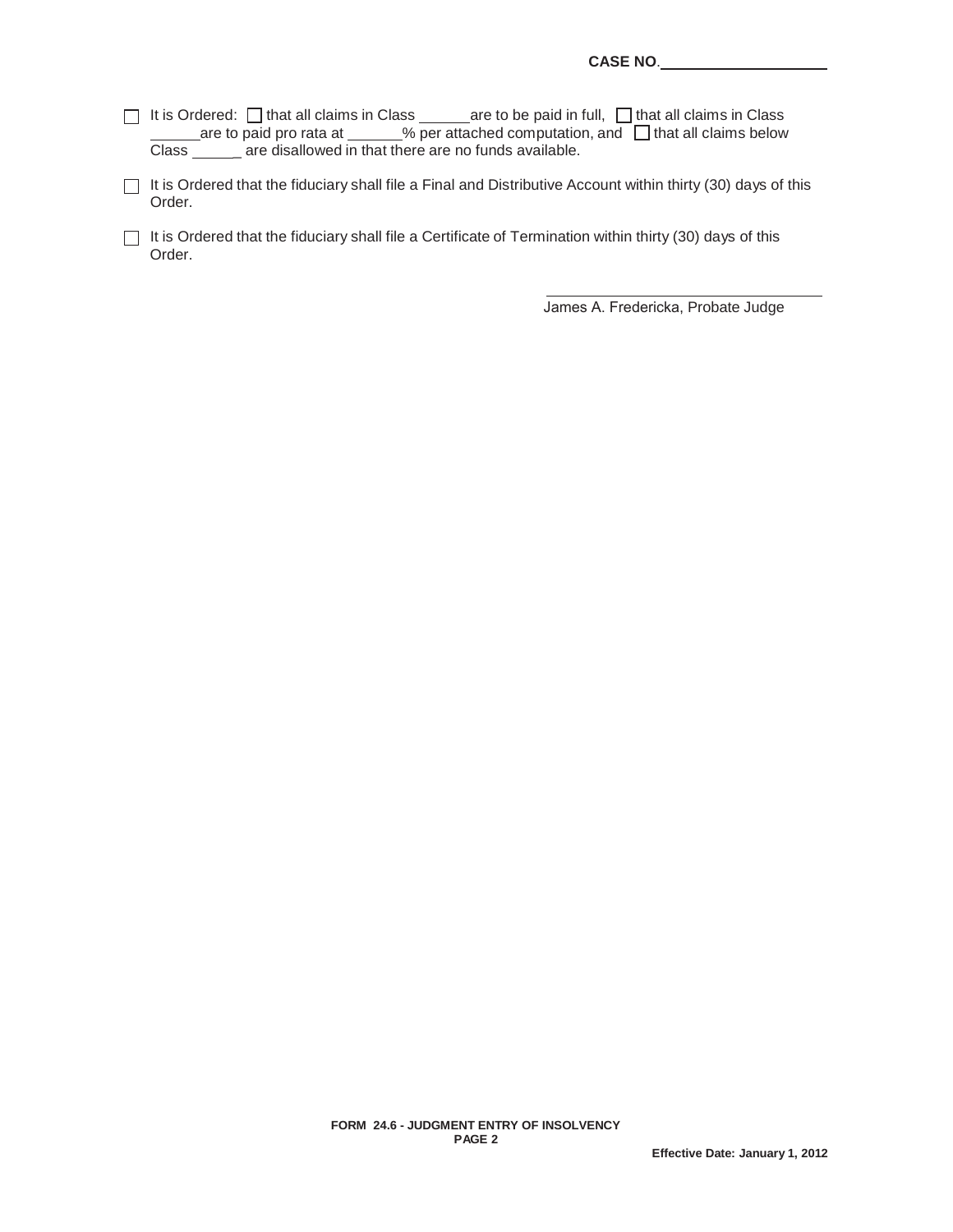CASE NO. ____________________

☐ It is Ordered: ☐ that all claims in Class ______ are to be paid in full, ☐ that all claims in Class ______ are to paid pro rata at ______% per attached computation, and ☐ that all claims below Class ______ are disallowed in that there are no funds available.

☐ It is Ordered that the fiduciary shall file a Final and Distributive Account within thirty (30) days of this Order.

☐ It is Ordered that the fiduciary shall file a Certificate of Termination within thirty (30) days of this Order.

\_\_\_\_\_\_\_\_\_\_\_\_\_\_\_\_\_\_\_\_\_\_\_\_\_\_\_\_\_\_\_\_\_\_\_\_

James A. Fredericka, Probate Judge

**FORM 24.6 - JUDGMENT ENTRY OF INSOLVENCY**
**PAGE 2**

**Effective Date: January 1, 2012**